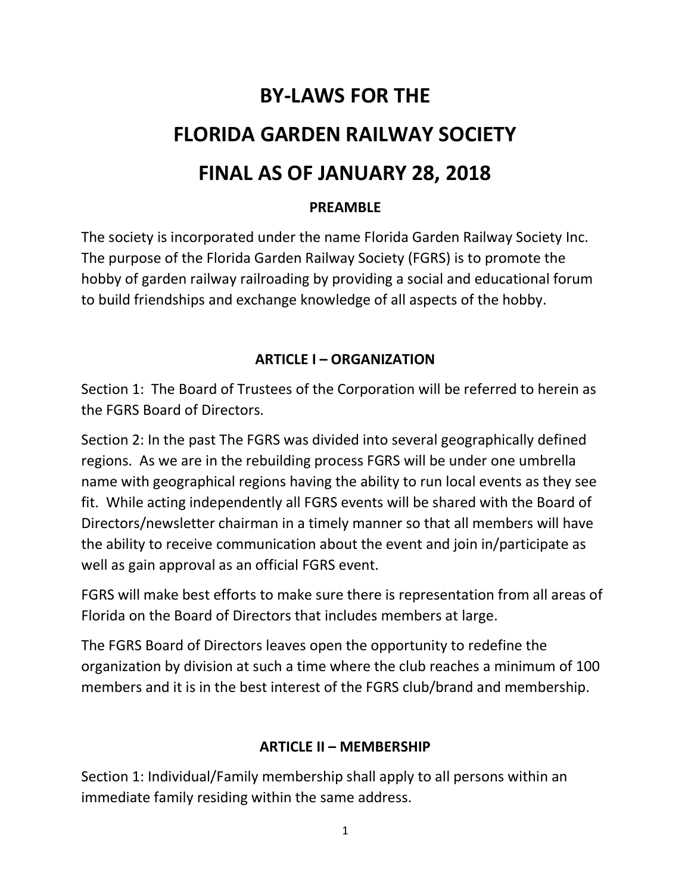# BY-LAWS FOR THE

# FLORIDA GARDEN RAILWAY SOCIETY

# FINAL AS OF JANUARY 28, 2018

### PREAMBLE

The society is incorporated under the name Florida Garden Railway Society Inc. The purpose of the Florida Garden Railway Society (FGRS) is to promote the hobby of garden railway railroading by providing a social and educational forum to build friendships and exchange knowledge of all aspects of the hobby.

### ARTICLE I – ORGANIZATION

Section 1: The Board of Trustees of the Corporation will be referred to herein as the FGRS Board of Directors.

Section 2: In the past The FGRS was divided into several geographically defined regions. As we are in the rebuilding process FGRS will be under one umbrella name with geographical regions having the ability to run local events as they see fit. While acting independently all FGRS events will be shared with the Board of Directors/newsletter chairman in a timely manner so that all members will have the ability to receive communication about the event and join in/participate as well as gain approval as an official FGRS event.

FGRS will make best efforts to make sure there is representation from all areas of Florida on the Board of Directors that includes members at large.

The FGRS Board of Directors leaves open the opportunity to redefine the organization by division at such a time where the club reaches a minimum of 100 members and it is in the best interest of the FGRS club/brand and membership.

### ARTICLE II – MEMBERSHIP

Section 1: Individual/Family membership shall apply to all persons within an immediate family residing within the same address.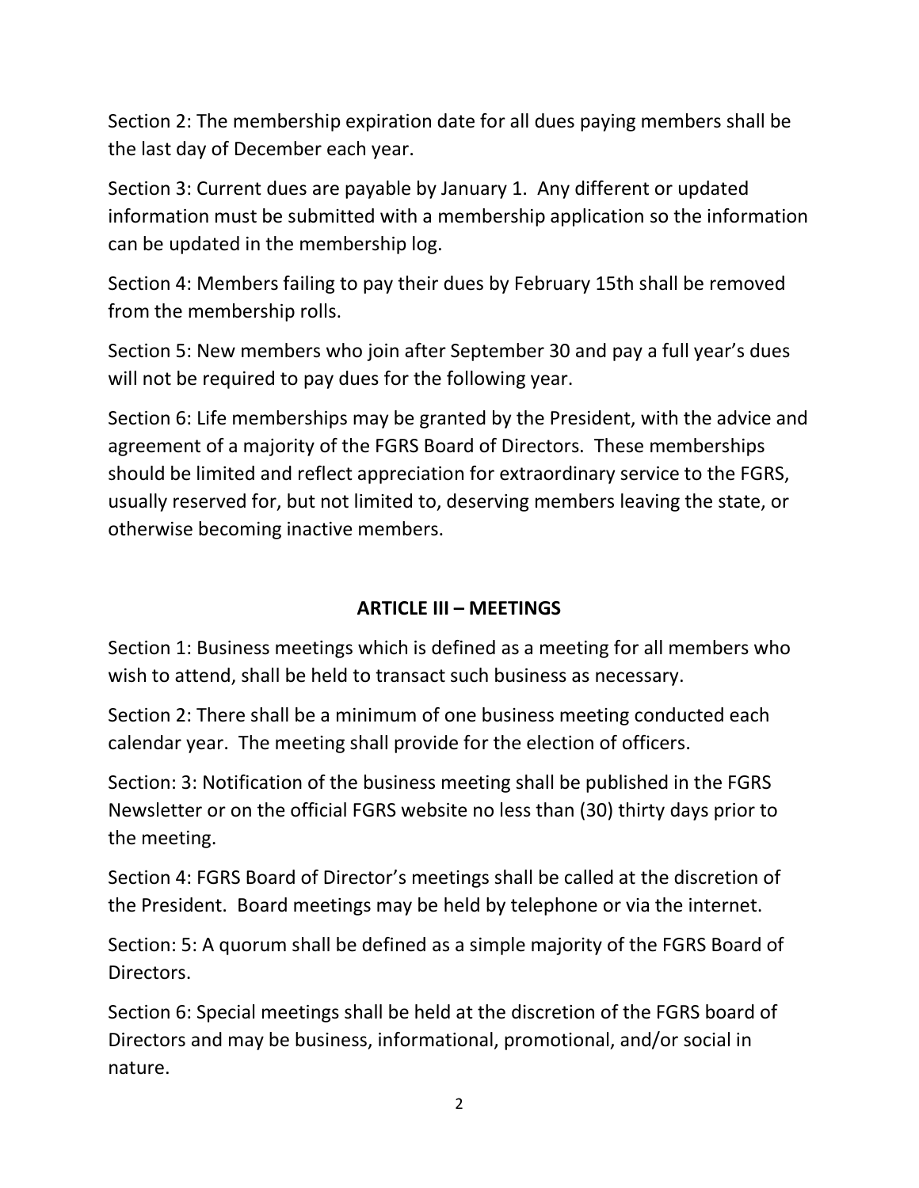Section 2: The membership expiration date for all dues paying members shall be the last day of December each year.

Section 3: Current dues are payable by January 1. Any different or updated information must be submitted with a membership application so the information can be updated in the membership log.

Section 4: Members failing to pay their dues by February 15th shall be removed from the membership rolls.

Section 5: New members who join after September 30 and pay a full year's dues will not be required to pay dues for the following year.

Section 6: Life memberships may be granted by the President, with the advice and agreement of a majority of the FGRS Board of Directors. These memberships should be limited and reflect appreciation for extraordinary service to the FGRS, usually reserved for, but not limited to, deserving members leaving the state, or otherwise becoming inactive members.

## ARTICLE III – MEETINGS

Section 1: Business meetings which is defined as a meeting for all members who wish to attend, shall be held to transact such business as necessary.

Section 2: There shall be a minimum of one business meeting conducted each calendar year. The meeting shall provide for the election of officers.

Section: 3: Notification of the business meeting shall be published in the FGRS Newsletter or on the official FGRS website no less than (30) thirty days prior to the meeting.

Section 4: FGRS Board of Director's meetings shall be called at the discretion of the President. Board meetings may be held by telephone or via the internet.

Section: 5: A quorum shall be defined as a simple majority of the FGRS Board of Directors.

Section 6: Special meetings shall be held at the discretion of the FGRS board of Directors and may be business, informational, promotional, and/or social in nature.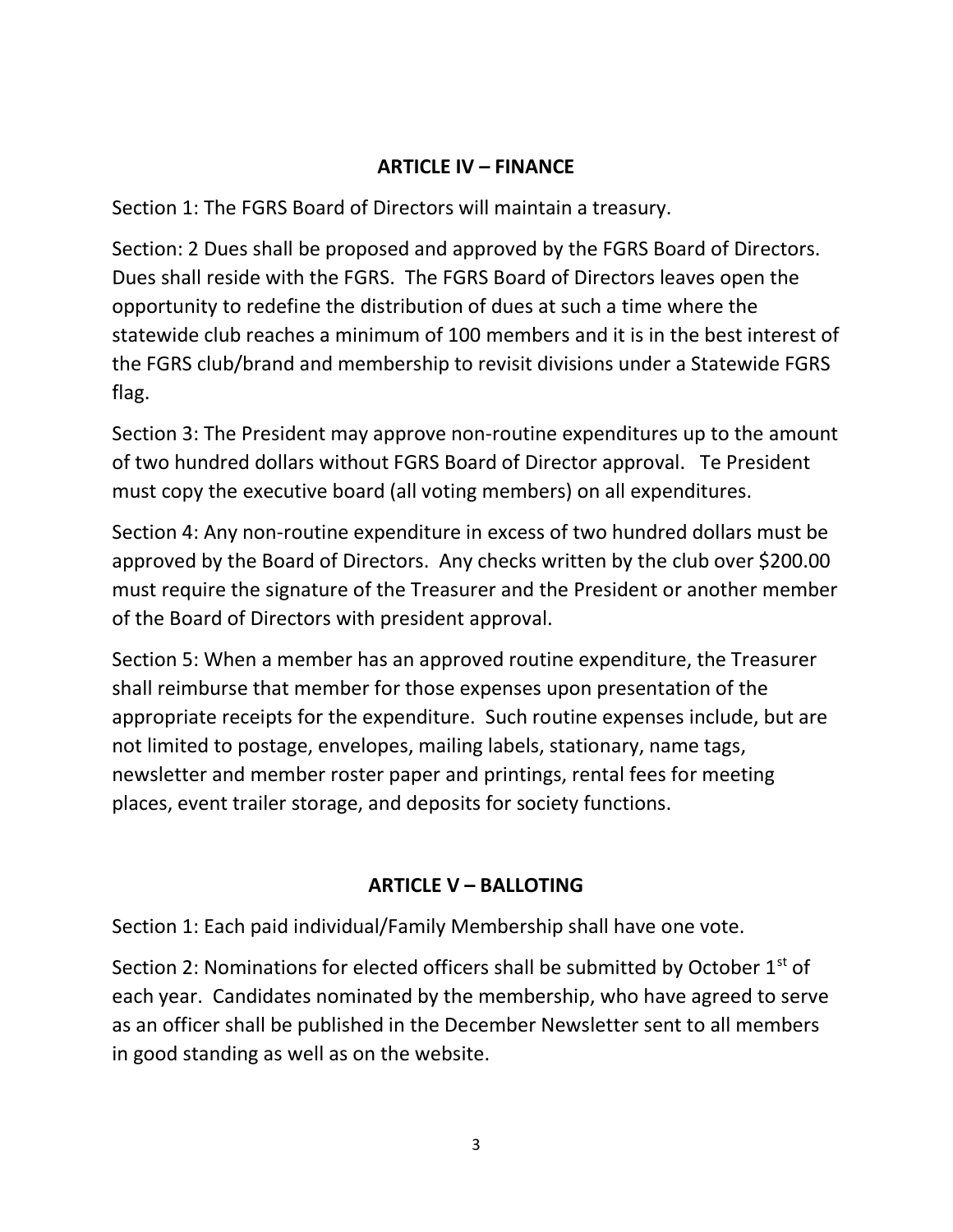## ARTICLE IV – FINANCE

Section 1: The FGRS Board of Directors will maintain a treasury.

Section: 2 Dues shall be proposed and approved by the FGRS Board of Directors. Dues shall reside with the FGRS. The FGRS Board of Directors leaves open the opportunity to redefine the distribution of dues at such a time where the statewide club reaches a minimum of 100 members and it is in the best interest of the FGRS club/brand and membership to revisit divisions under a Statewide FGRS flag.

Section 3: The President may approve non-routine expenditures up to the amount of two hundred dollars without FGRS Board of Director approval. Te President must copy the executive board (all voting members) on all expenditures.

Section 4: Any non-routine expenditure in excess of two hundred dollars must be approved by the Board of Directors. Any checks written by the club over $200.00 must require the signature of the Treasurer and the President or another member of the Board of Directors with president approval.

Section 5: When a member has an approved routine expenditure, the Treasurer shall reimburse that member for those expenses upon presentation of the appropriate receipts for the expenditure. Such routine expenses include, but are not limited to postage, envelopes, mailing labels, stationary, name tags, newsletter and member roster paper and printings, rental fees for meeting places, event trailer storage, and deposits for society functions.

## ARTICLE V – BALLOTING

Section 1: Each paid individual/Family Membership shall have one vote.

Section 2: Nominations for elected officers shall be submitted by October 1st of each year. Candidates nominated by the membership, who have agreed to serve as an officer shall be published in the December Newsletter sent to all members in good standing as well as on the website.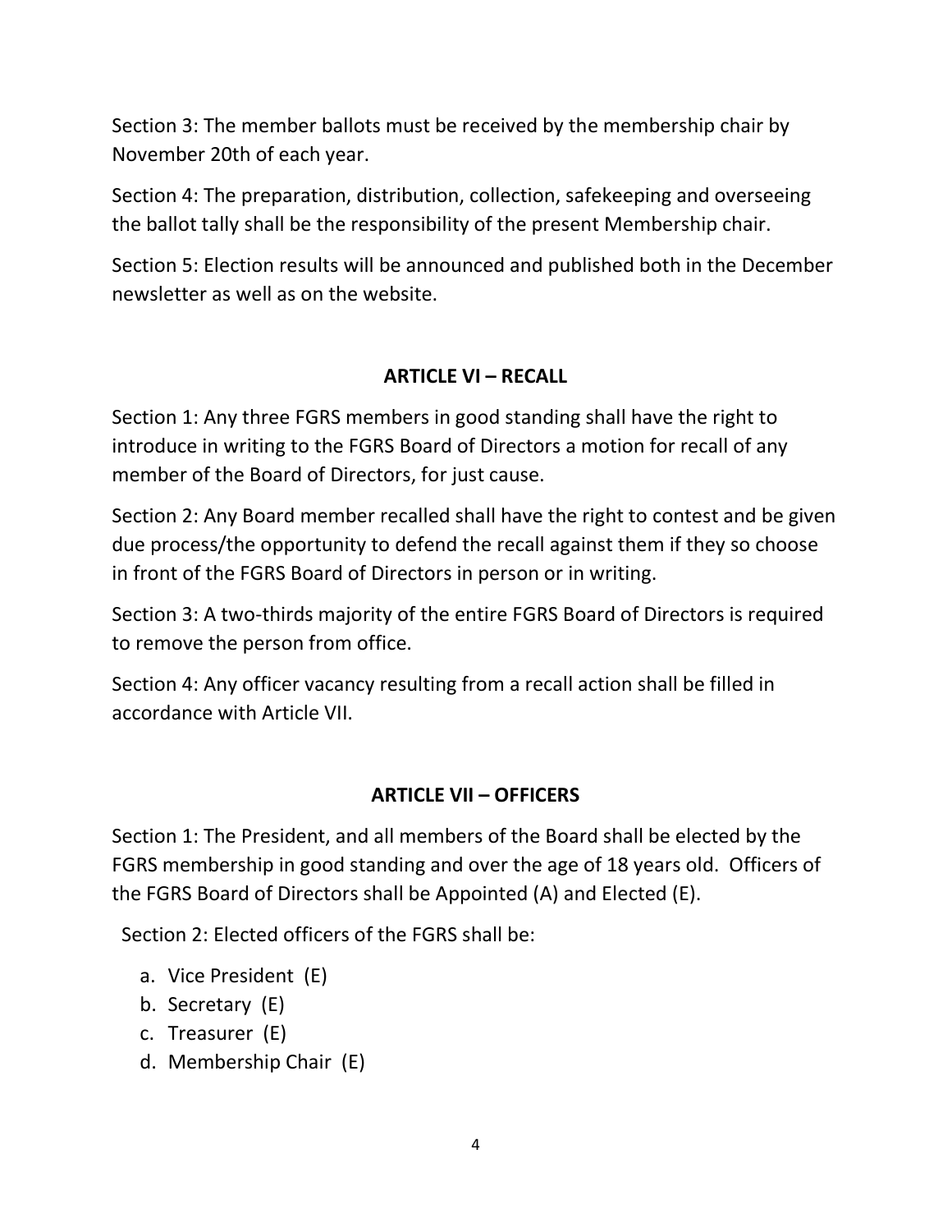Section 3: The member ballots must be received by the membership chair by November 20th of each year.

Section 4: The preparation, distribution, collection, safekeeping and overseeing the ballot tally shall be the responsibility of the present Membership chair.

Section 5: Election results will be announced and published both in the December newsletter as well as on the website.

## ARTICLE VI – RECALL

Section 1: Any three FGRS members in good standing shall have the right to introduce in writing to the FGRS Board of Directors a motion for recall of any member of the Board of Directors, for just cause.

Section 2: Any Board member recalled shall have the right to contest and be given due process/the opportunity to defend the recall against them if they so choose in front of the FGRS Board of Directors in person or in writing.

Section 3: A two-thirds majority of the entire FGRS Board of Directors is required to remove the person from office.

Section 4: Any officer vacancy resulting from a recall action shall be filled in accordance with Article VII.

## ARTICLE VII – OFFICERS

Section 1: The President, and all members of the Board shall be elected by the FGRS membership in good standing and over the age of 18 years old. Officers of the FGRS Board of Directors shall be Appointed (A) and Elected (E).

Section 2: Elected officers of the FGRS shall be:

a. Vice President (E)
b. Secretary (E)
c. Treasurer (E)
d. Membership Chair (E)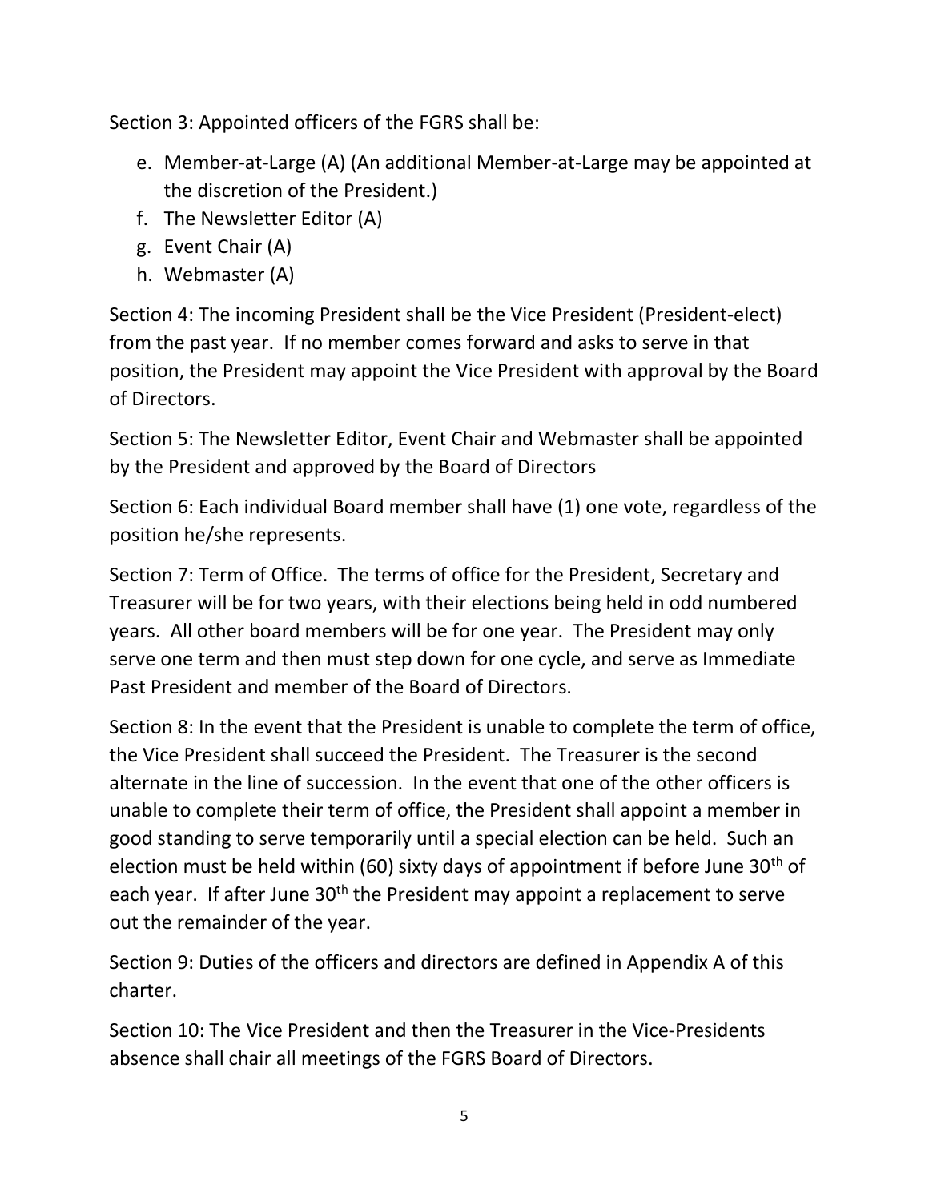Section 3: Appointed officers of the FGRS shall be:

e. Member-at-Large (A) (An additional Member-at-Large may be appointed at the discretion of the President.)
f. The Newsletter Editor (A)
g. Event Chair (A)
h. Webmaster (A)

Section 4: The incoming President shall be the Vice President (President-elect) from the past year. If no member comes forward and asks to serve in that position, the President may appoint the Vice President with approval by the Board of Directors.

Section 5: The Newsletter Editor, Event Chair and Webmaster shall be appointed by the President and approved by the Board of Directors

Section 6: Each individual Board member shall have (1) one vote, regardless of the position he/she represents.

Section 7: Term of Office. The terms of office for the President, Secretary and Treasurer will be for two years, with their elections being held in odd numbered years. All other board members will be for one year. The President may only serve one term and then must step down for one cycle, and serve as Immediate Past President and member of the Board of Directors.

Section 8: In the event that the President is unable to complete the term of office, the Vice President shall succeed the President. The Treasurer is the second alternate in the line of succession. In the event that one of the other officers is unable to complete their term of office, the President shall appoint a member in good standing to serve temporarily until a special election can be held. Such an election must be held within (60) sixty days of appointment if before June 30th of each year. If after June 30th the President may appoint a replacement to serve out the remainder of the year.

Section 9: Duties of the officers and directors are defined in Appendix A of this charter.

Section 10: The Vice President and then the Treasurer in the Vice-Presidents absence shall chair all meetings of the FGRS Board of Directors.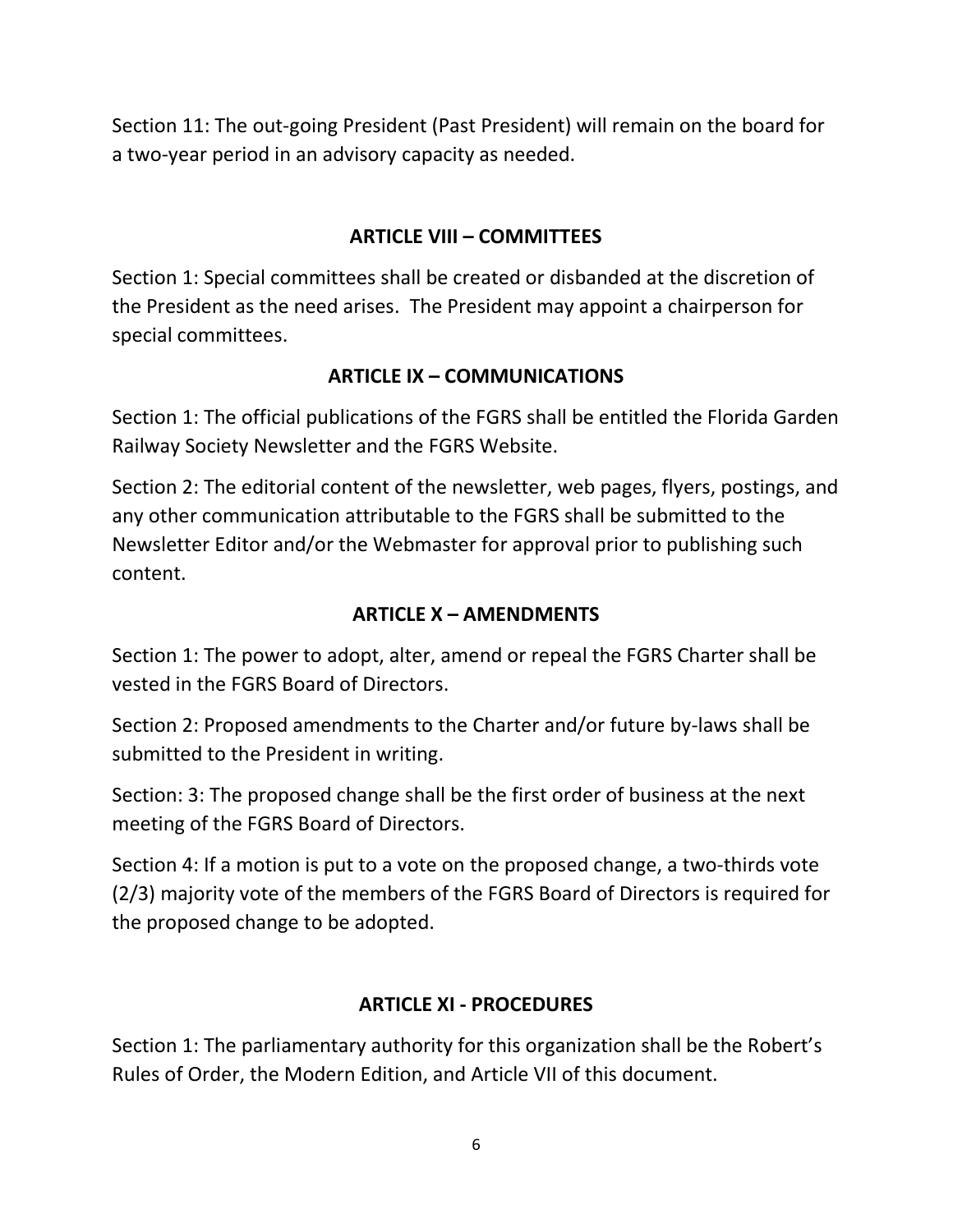Section 11: The out-going President (Past President) will remain on the board for a two-year period in an advisory capacity as needed.

## ARTICLE VIII – COMMITTEES

Section 1: Special committees shall be created or disbanded at the discretion of the President as the need arises. The President may appoint a chairperson for special committees.

## ARTICLE IX – COMMUNICATIONS

Section 1: The official publications of the FGRS shall be entitled the Florida Garden Railway Society Newsletter and the FGRS Website.

Section 2: The editorial content of the newsletter, web pages, flyers, postings, and any other communication attributable to the FGRS shall be submitted to the Newsletter Editor and/or the Webmaster for approval prior to publishing such content.

## ARTICLE X – AMENDMENTS

Section 1: The power to adopt, alter, amend or repeal the FGRS Charter shall be vested in the FGRS Board of Directors.

Section 2: Proposed amendments to the Charter and/or future by-laws shall be submitted to the President in writing.

Section: 3: The proposed change shall be the first order of business at the next meeting of the FGRS Board of Directors.

Section 4: If a motion is put to a vote on the proposed change, a two-thirds vote (2/3) majority vote of the members of the FGRS Board of Directors is required for the proposed change to be adopted.

## ARTICLE XI - PROCEDURES

Section 1: The parliamentary authority for this organization shall be the Robert's Rules of Order, the Modern Edition, and Article VII of this document.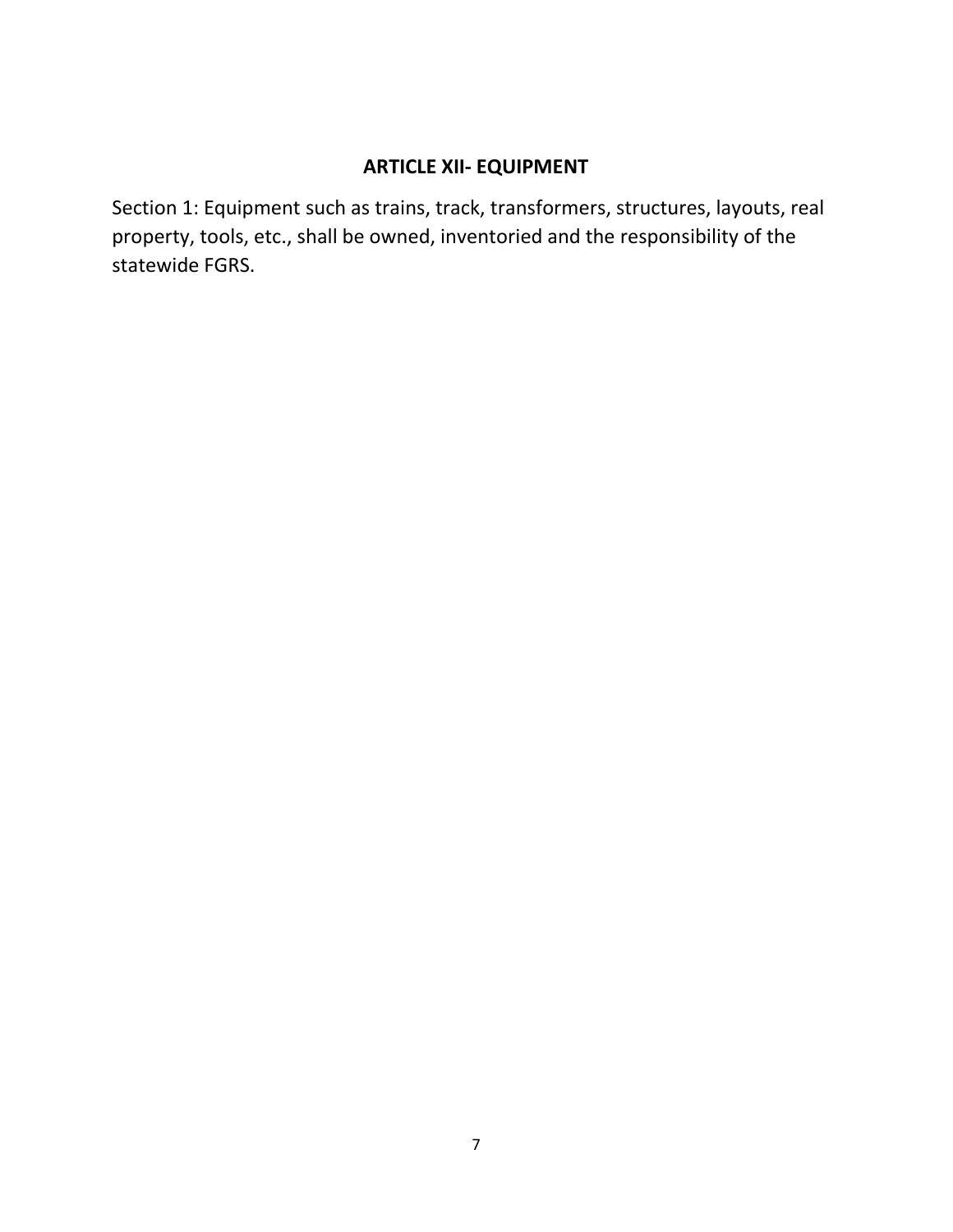## ARTICLE XII- EQUIPMENT

Section 1: Equipment such as trains, track, transformers, structures, layouts, real property, tools, etc., shall be owned, inventoried and the responsibility of the statewide FGRS.